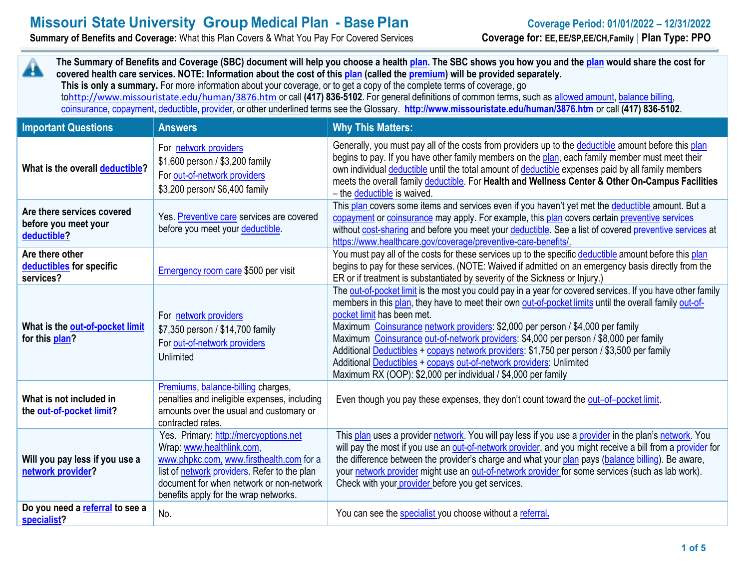# Missouri State University Group Medical Plan - Base Plan

**Summary of Benefits and Coverage:** What this Plan Covers & What You Pay For Covered Services

**Coverage Period: 01/01/2022 – 12/31/2022**

**Coverage for:** EE, EE/SP, EE/CH, Family | **Plan Type: PPO**

**The Summary of Benefits and Coverage (SBC) document will help you choose a health plan. The SBC shows you how you and the plan would share the cost for covered health care services. NOTE: Information about the cost of this plan (called the premium) will be provided separately.**
**This is only a summary.** For more information about your coverage, or to get a copy of the complete terms of coverage, go to http://www.missouristate.edu/human/3876.htm or call **(417) 836-5102**. For general definitions of common terms, such as allowed amount, balance billing, coinsurance, copayment, deductible, provider, or other underlined terms see the Glossary. **http://www.missouristate.edu/human/3876.htm** or call **(417) 836-5102**.

| Important Questions | Answers | Why This Matters: |
|---|---|---|
| **What is the overall deductible?** | For network providers<br>$1,600 person / $3,200 family<br>For out-of-network providers<br>$3,200 person/ $6,400 family | Generally, you must pay all of the costs from providers up to the deductible amount before this plan begins to pay. If you have other family members on the plan, each family member must meet their own individual deductible until the total amount of deductible expenses paid by all family members meets the overall family deductible. For **Health and Wellness Center & Other On-Campus Facilities** – the deductible is waived. |
| **Are there services covered before you meet your deductible?** | Yes. Preventive care services are covered before you meet your deductible. | This plan covers some items and services even if you haven't yet met the deductible amount. But a copayment or coinsurance may apply. For example, this plan covers certain preventive services without cost-sharing and before you meet your deductible. See a list of covered preventive services at https://www.healthcare.gov/coverage/preventive-care-benefits/. |
| **Are there other deductibles for specific services?** | Emergency room care $500 per visit | You must pay all of the costs for these services up to the specific deductible amount before this plan begins to pay for these services. (NOTE: Waived if admitted on an emergency basis directly from the ER or if treatment is substantiated by severity of the Sickness or Injury.) |
| **What is the out-of-pocket limit for this plan?** | For network providers<br>$7,350 person / $14,700 family<br>For out-of-network providers<br>Unlimited | The out-of-pocket limit is the most you could pay in a year for covered services. If you have other family members in this plan, they have to meet their own out-of-pocket limits until the overall family out-of-pocket limit has been met.<br>Maximum Coinsurance network providers: $2,000 per person / $4,000 per family<br>Maximum Coinsurance out-of-network providers: $4,000 per person / $8,000 per family<br>Additional Deductibles + copays network providers: $1,750 per person / $3,500 per family<br>Additional Deductibles + copays out-of-network providers: Unlimited<br>Maximum RX (OOP): $2,000 per individual / $4,000 per family |
| **What is not included in the out-of-pocket limit?** | Premiums, balance-billing charges, penalties and ineligible expenses, including amounts over the usual and customary or contracted rates. | Even though you pay these expenses, they don't count toward the out–of–pocket limit. |
| **Will you pay less if you use a network provider?** | Yes. Primary: http://mercyoptions.net<br>Wrap: www.healthlink.com, www.phpkc.com, www.firsthealth.com for a list of network providers. Refer to the plan document for when network or non-network benefits apply for the wrap networks. | This plan uses a provider network. You will pay less if you use a provider in the plan's network. You will pay the most if you use an out-of-network provider, and you might receive a bill from a provider for the difference between the provider's charge and what your plan pays (balance billing). Be aware, your network provider might use an out-of-network provider for some services (such as lab work). Check with your provider before you get services. |
| **Do you need a referral to see a specialist?** | No. | You can see the specialist you choose without a referral. |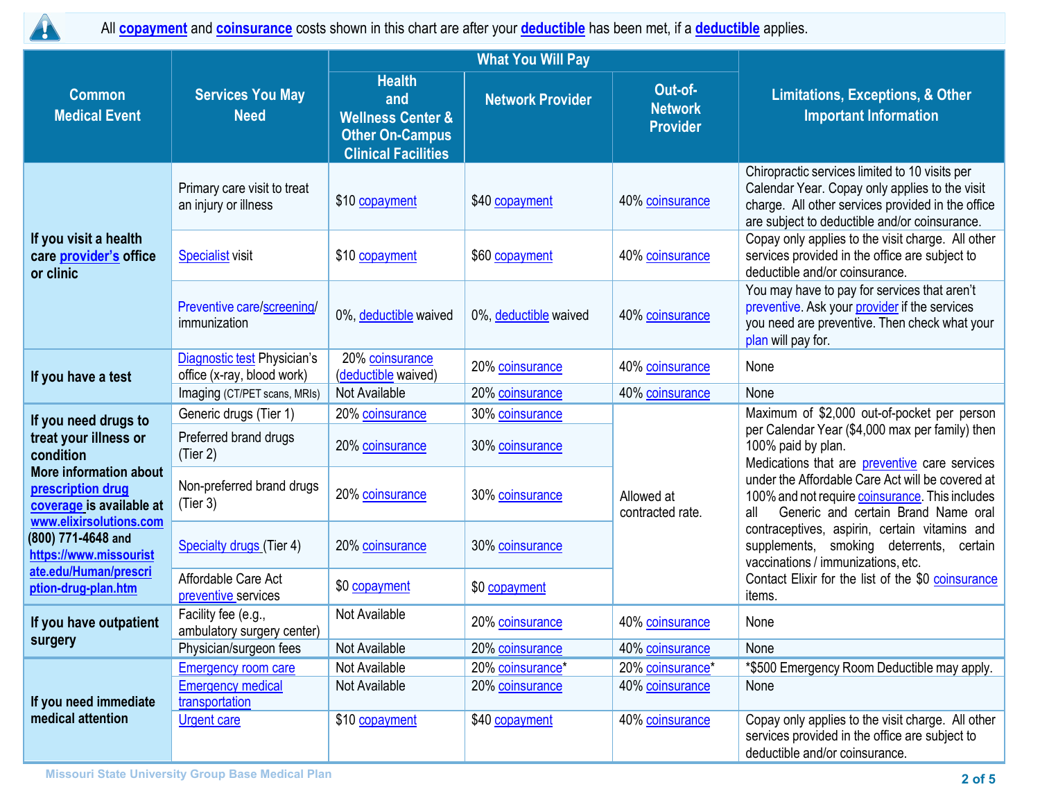All **copayment** and **coinsurance** costs shown in this chart are after your **deductible** has been met, if a **deductible** applies.

| Common Medical Event | Services You May Need | What You Will Pay | | | Limitations, Exceptions, & Other Important Information |
|---|---|---|---|---|---|
| | | Health and Wellness Center & Other On-Campus Clinical Facilities | Network Provider | Out-of-Network Provider | |
| **If you visit a health care provider's office or clinic** | Primary care visit to treat an injury or illness | $10 copayment | $40 copayment | 40% coinsurance | Chiropractic services limited to 10 visits per Calendar Year. Copay only applies to the visit charge. All other services provided in the office are subject to deductible and/or coinsurance. |
| | Specialist visit | $10 copayment | $60 copayment | 40% coinsurance | Copay only applies to the visit charge. All other services provided in the office are subject to deductible and/or coinsurance. |
| | Preventive care/screening/ immunization | 0%, deductible waived | 0%, deductible waived | 40% coinsurance | You may have to pay for services that aren't preventive. Ask your provider if the services you need are preventive. Then check what your plan will pay for. |
| **If you have a test** | Diagnostic test Physician's office (x-ray, blood work) | 20% coinsurance (deductible waived) | 20% coinsurance | 40% coinsurance | None |
| | Imaging (CT/PET scans, MRIs) | Not Available | 20% coinsurance | 40% coinsurance | None |
| **If you need drugs to treat your illness or condition** **More information about prescription drug coverage is available at www.elixirsolutions.com** (800) 771-4648 and **https://www.missouristate.edu/Human/prescription-drug-plan.htm** | Generic drugs (Tier 1) | 20% coinsurance | 30% coinsurance | Allowed at contracted rate. | Maximum of $2,000 out-of-pocket per person per Calendar Year ($4,000 max per family) then 100% paid by plan. Medications that are preventive care services under the Affordable Care Act will be covered at 100% and not require coinsurance. This includes all Generic and certain Brand Name oral contraceptives, aspirin, certain vitamins and supplements, smoking deterrents, certain vaccinations / immunizations, etc. Contact Elixir for the list of the $0 coinsurance items. |
| | Preferred brand drugs (Tier 2) | 20% coinsurance | 30% coinsurance | | |
| | Non-preferred brand drugs (Tier 3) | 20% coinsurance | 30% coinsurance | | |
| | Specialty drugs (Tier 4) | 20% coinsurance | 30% coinsurance | | |
| | Affordable Care Act preventive services | $0 copayment | $0 copayment | | |
| **If you have outpatient surgery** | Facility fee (e.g., ambulatory surgery center) | Not Available | 20% coinsurance | 40% coinsurance | None |
| | Physician/surgeon fees | Not Available | 20% coinsurance | 40% coinsurance | None |
| **If you need immediate medical attention** | Emergency room care | Not Available | 20% coinsurance* | 20% coinsurance* | *$500 Emergency Room Deductible may apply. |
| | Emergency medical transportation | Not Available | 20% coinsurance | 40% coinsurance | None |
| | Urgent care | $10 copayment | $40 copayment | 40% coinsurance | Copay only applies to the visit charge. All other services provided in the office are subject to deductible and/or coinsurance. |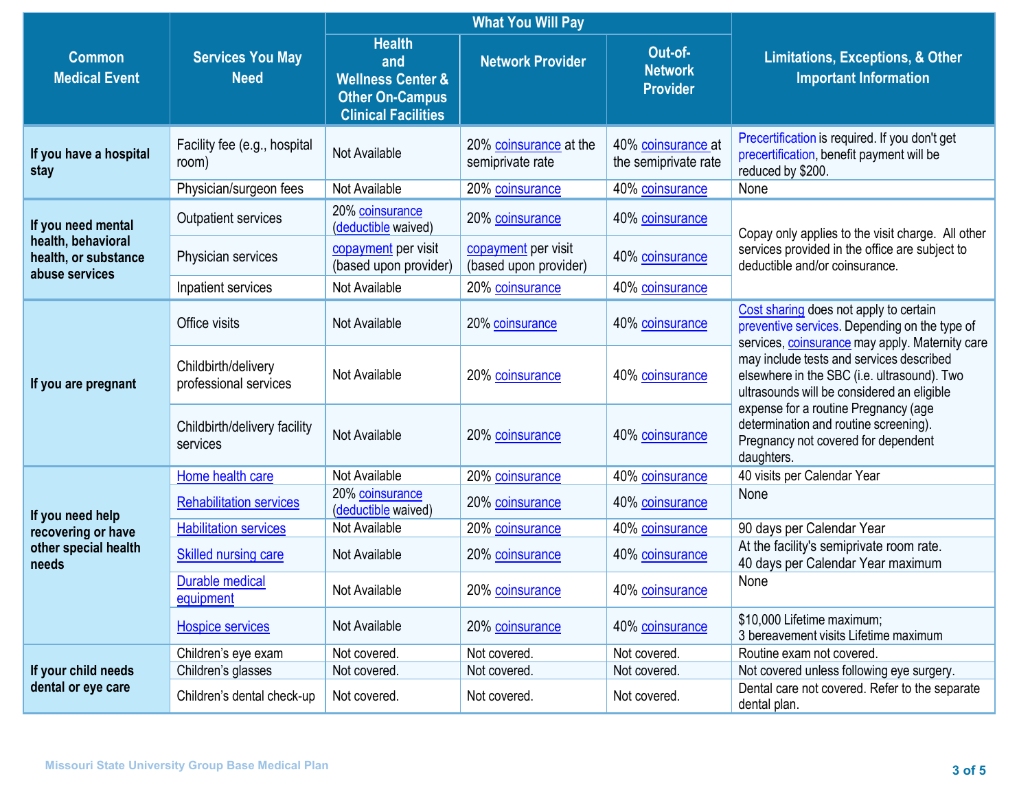| Common Medical Event | Services You May Need | What You Will Pay | | | Limitations, Exceptions, & Other Important Information |
|---|---|---|---|---|---|
| | | Health and Wellness Center & Other On-Campus Clinical Facilities | Network Provider | Out-of-Network Provider | |
| **If you have a hospital stay** | Facility fee (e.g., hospital room) | Not Available | 20% coinsurance at the semiprivate rate | 40% coinsurance at the semiprivate rate | Precertification is required. If you don't get precertification, benefit payment will be reduced by $200. |
| | Physician/surgeon fees | Not Available | 20% coinsurance | 40% coinsurance | None |
| **If you need mental health, behavioral health, or substance abuse services** | Outpatient services | 20% coinsurance (deductible waived) | 20% coinsurance | 40% coinsurance | Copay only applies to the visit charge. All other services provided in the office are subject to deductible and/or coinsurance. |
| | Physician services | copayment per visit (based upon provider) | copayment per visit (based upon provider) | 40% coinsurance | |
| | Inpatient services | Not Available | 20% coinsurance | 40% coinsurance | |
| **If you are pregnant** | Office visits | Not Available | 20% coinsurance | 40% coinsurance | Cost sharing does not apply to certain preventive services. Depending on the type of services, coinsurance may apply. Maternity care may include tests and services described elsewhere in the SBC (i.e. ultrasound). Two ultrasounds will be considered an eligible expense for a routine Pregnancy (age determination and routine screening). Pregnancy not covered for dependent daughters. |
| | Childbirth/delivery professional services | Not Available | 20% coinsurance | 40% coinsurance | |
| | Childbirth/delivery facility services | Not Available | 20% coinsurance | 40% coinsurance | |
| **If you need help recovering or have other special health needs** | Home health care | Not Available | 20% coinsurance | 40% coinsurance | 40 visits per Calendar Year |
| | Rehabilitation services | 20% coinsurance (deductible waived) | 20% coinsurance | 40% coinsurance | None |
| | Habilitation services | Not Available | 20% coinsurance | 40% coinsurance | 90 days per Calendar Year |
| | Skilled nursing care | Not Available | 20% coinsurance | 40% coinsurance | At the facility's semiprivate room rate. 40 days per Calendar Year maximum |
| | Durable medical equipment | Not Available | 20% coinsurance | 40% coinsurance | None |
| | Hospice services | Not Available | 20% coinsurance | 40% coinsurance | $10,000 Lifetime maximum; 3 bereavement visits Lifetime maximum |
| **If your child needs dental or eye care** | Children's eye exam | Not covered. | Not covered. | Not covered. | Routine exam not covered. |
| | Children's glasses | Not covered. | Not covered. | Not covered. | Not covered unless following eye surgery. |
| | Children's dental check-up | Not covered. | Not covered. | Not covered. | Dental care not covered. Refer to the separate dental plan. |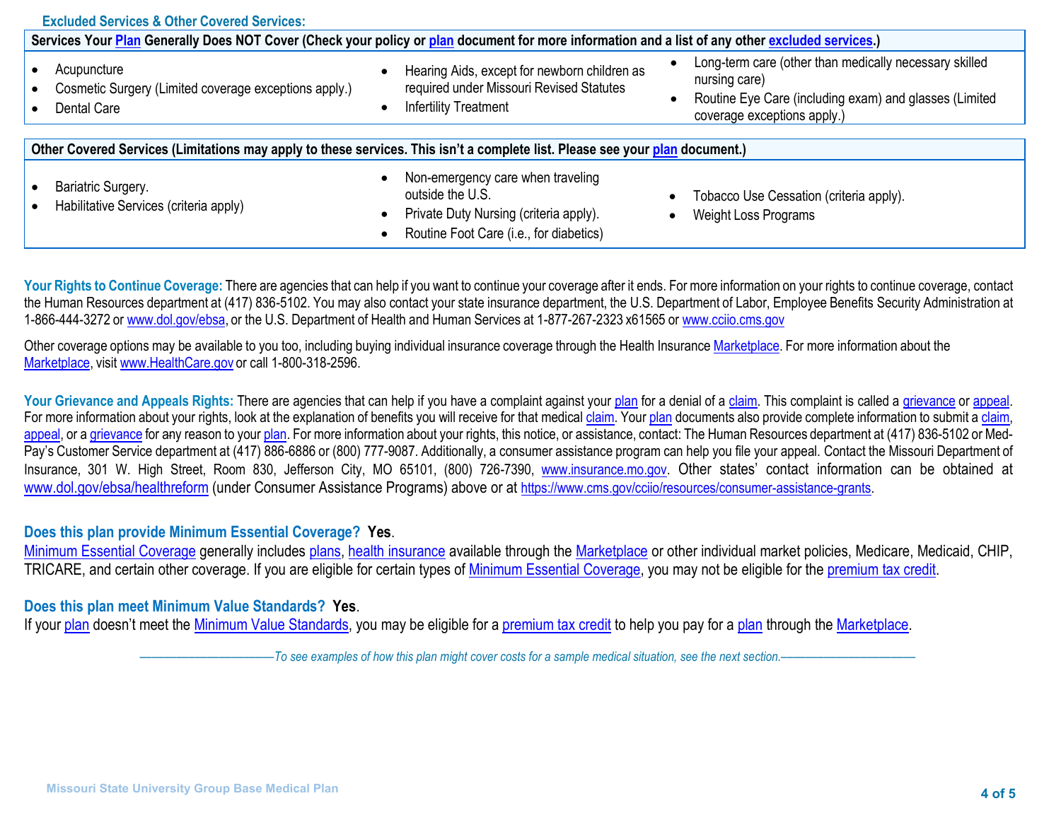## Excluded Services & Other Covered Services:

| Services Your Plan Generally Does NOT Cover (Check your policy or plan document for more information and a list of any other excluded services.) | | |
|---|---|---|
| • Acupuncture<br>• Cosmetic Surgery (Limited coverage exceptions apply.)<br>• Dental Care | • Hearing Aids, except for newborn children as required under Missouri Revised Statutes<br>• Infertility Treatment | • Long-term care (other than medically necessary skilled nursing care)<br>• Routine Eye Care (including exam) and glasses (Limited coverage exceptions apply.) |

| Other Covered Services (Limitations may apply to these services. This isn't a complete list. Please see your plan document.) | | |
|---|---|---|
| • Bariatric Surgery.<br>• Habilitative Services (criteria apply) | • Non-emergency care when traveling outside the U.S.<br>• Private Duty Nursing (criteria apply).<br>• Routine Foot Care (i.e., for diabetics) | • Tobacco Use Cessation (criteria apply).<br>• Weight Loss Programs |

**Your Rights to Continue Coverage:** There are agencies that can help if you want to continue your coverage after it ends. For more information on your rights to continue coverage, contact the Human Resources department at (417) 836-5102. You may also contact your state insurance department, the U.S. Department of Labor, Employee Benefits Security Administration at 1-866-444-3272 or www.dol.gov/ebsa, or the U.S. Department of Health and Human Services at 1-877-267-2323 x61565 or www.cciio.cms.gov

Other coverage options may be available to you too, including buying individual insurance coverage through the Health Insurance Marketplace. For more information about the Marketplace, visit www.HealthCare.gov or call 1-800-318-2596.

**Your Grievance and Appeals Rights:** There are agencies that can help if you have a complaint against your plan for a denial of a claim. This complaint is called a grievance or appeal. For more information about your rights, look at the explanation of benefits you will receive for that medical claim. Your plan documents also provide complete information to submit a claim, appeal, or a grievance for any reason to your plan. For more information about your rights, this notice, or assistance, contact: The Human Resources department at (417) 836-5102 or Med-Pay's Customer Service department at (417) 886-6886 or (800) 777-9087. Additionally, a consumer assistance program can help you file your appeal. Contact the Missouri Department of Insurance, 301 W. High Street, Room 830, Jefferson City, MO 65101, (800) 726-7390, www.insurance.mo.gov. Other states' contact information can be obtained at www.dol.gov/ebsa/healthreform (under Consumer Assistance Programs) above or at https://www.cms.gov/cciio/resources/consumer-assistance-grants.

**Does this plan provide Minimum Essential Coverage? Yes.**

Minimum Essential Coverage generally includes plans, health insurance available through the Marketplace or other individual market policies, Medicare, Medicaid, CHIP, TRICARE, and certain other coverage. If you are eligible for certain types of Minimum Essential Coverage, you may not be eligible for the premium tax credit.

**Does this plan meet Minimum Value Standards? Yes.**

If your plan doesn't meet the Minimum Value Standards, you may be eligible for a premium tax credit to help you pay for a plan through the Marketplace.

*——————————To see examples of how this plan might cover costs for a sample medical situation, see the next section.——————————*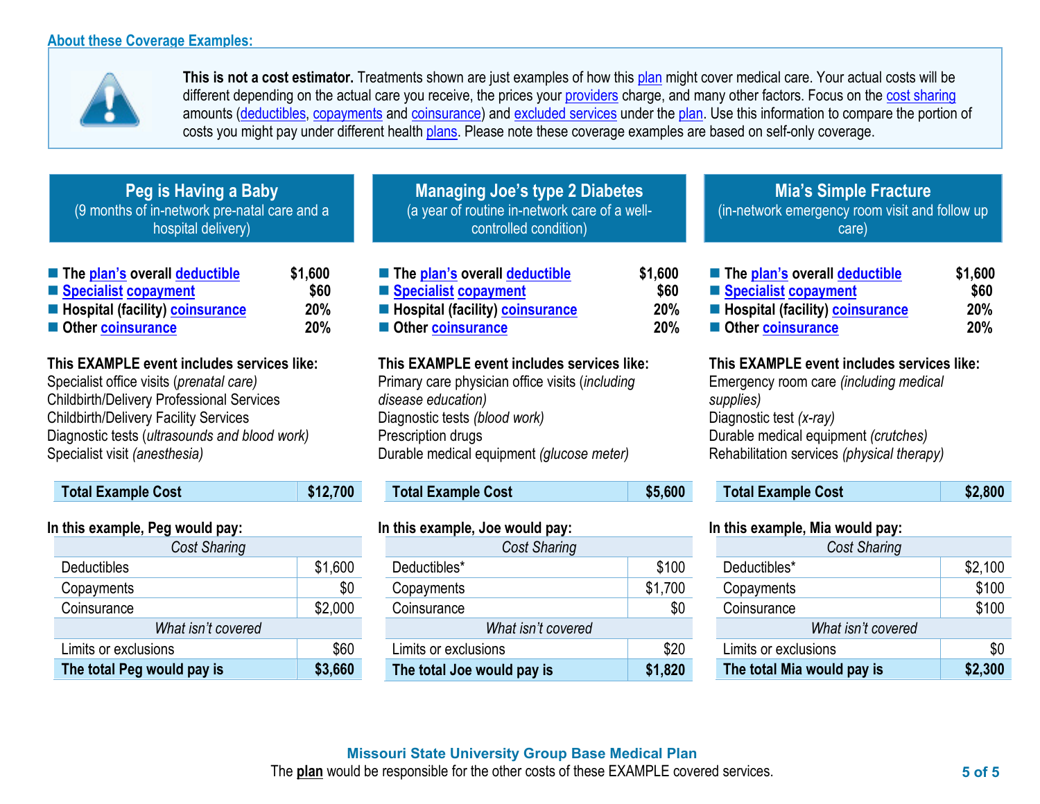## About these Coverage Examples:

**This is not a cost estimator.** Treatments shown are just examples of how this plan might cover medical care. Your actual costs will be different depending on the actual care you receive, the prices your providers charge, and many other factors. Focus on the cost sharing amounts (deductibles, copayments and coinsurance) and excluded services under the plan. Use this information to compare the portion of costs you might pay under different health plans. Please note these coverage examples are based on self-only coverage.

### Peg is Having a Baby
(9 months of in-network pre-natal care and a hospital delivery)

- **The plan's overall deductible** **$1,600**
- **Specialist copayment** **$60**
- **Hospital (facility) coinsurance** **20%**
- **Other coinsurance** **20%**

**This EXAMPLE event includes services like:**
Specialist office visits (*prenatal care)*
Childbirth/Delivery Professional Services
Childbirth/Delivery Facility Services
Diagnostic tests (*ultrasounds and blood work)*
Specialist visit *(anesthesia)*

| **Total Example Cost** | **$12,700** |
|---|---|

**In this example, Peg would pay:**

| *Cost Sharing* | |
|---|---|
| Deductibles | $1,600 |
| Copayments | $0 |
| Coinsurance | $2,000 |
| *What isn't covered* | |
| Limits or exclusions | $60 |
| **The total Peg would pay is** | **$3,660** |

### Managing Joe's type 2 Diabetes
(a year of routine in-network care of a well-controlled condition)

- **The plan's overall deductible** **$1,600**
- **Specialist copayment** **$60**
- **Hospital (facility) coinsurance** **20%**
- **Other coinsurance** **20%**

**This EXAMPLE event includes services like:**
Primary care physician office visits (*including disease education)*
Diagnostic tests *(blood work)*
Prescription drugs
Durable medical equipment *(glucose meter)*

| **Total Example Cost** | **$5,600** |
|---|---|

**In this example, Joe would pay:**

| *Cost Sharing* | |
|---|---|
| Deductibles* | $100 |
| Copayments | $1,700 |
| Coinsurance | $0 |
| *What isn't covered* | |
| Limits or exclusions | $20 |
| **The total Joe would pay is** | **$1,820** |

### Mia's Simple Fracture
(in-network emergency room visit and follow up care)

- **The plan's overall deductible** **$1,600**
- **Specialist copayment** **$60**
- **Hospital (facility) coinsurance** **20%**
- **Other coinsurance** **20%**

**This EXAMPLE event includes services like:**
Emergency room care *(including medical supplies)*
Diagnostic test *(x-ray)*
Durable medical equipment *(crutches)*
Rehabilitation services *(physical therapy)*

| **Total Example Cost** | **$2,800** |
|---|---|

**In this example, Mia would pay:**

| *Cost Sharing* | |
|---|---|
| Deductibles* | $2,100 |
| Copayments | $100 |
| Coinsurance | $100 |
| *What isn't covered* | |
| Limits or exclusions | $0 |
| **The total Mia would pay is** | **$2,300** |

**Missouri State University Group Base Medical Plan**
The **plan** would be responsible for the other costs of these EXAMPLE covered services.